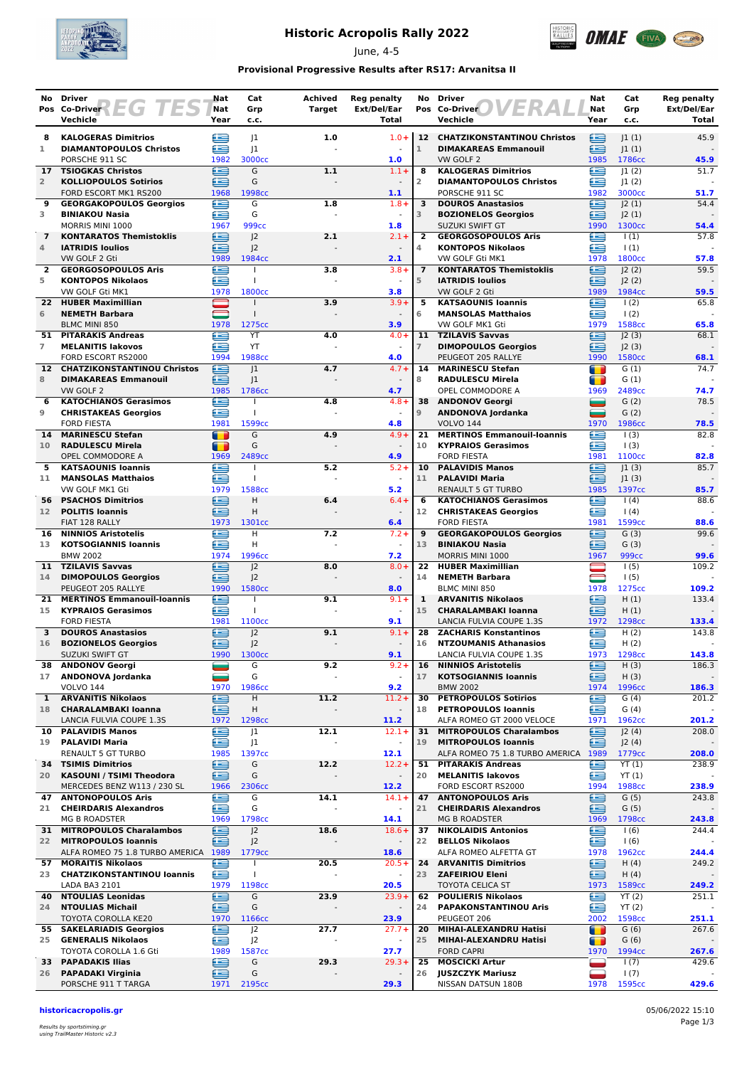# Historic Acropolis Rally 2022

June, 4-5

**Provisional Progressive Results after RS17: Arvanitsa II**

## REG TEST

| No / Pos | Driver / Co-Driver / Vechicle | Nat / Nat / Year | Cat / Grp / c.c. | Achived Target | Reg penalty Ext/Del/Ear Total |
|---|---|---|---|---|---|
| 8 / 1 | **KALOGERAS Dimitrios** / **DIAMANTOPOULOS Christos** / PORSCHE 911 SC | 1982 | J1 / J1 / 3000cc | 1.0 | 1.0+ / - / **1.0** |
| 17 / 2 | **TSIOGKAS Christos** / **KOLLIOPOULOS Sotirios** / FORD ESCORT MK1 RS200 | 1968 | G / G / 1998cc | 1.1 | 1.1+ / - / **1.1** |
| 9 / 3 | **GEORGAKOPOULOS Georgios** / **BINIAKOU Nasia** / MORRIS MINI 1000 | 1967 | G / G / 999cc | 1.8 | 1.8+ / - / **1.8** |
| 7 / 4 | **KONTARATOS Themistoklis** / **IATRIDIS Ioulios** / VW GOLF 2 Gti | 1989 | J2 / J2 / 1984cc | 2.1 | 2.1+ / - / **2.1** |
| 2 / 5 | **GEORGOSOPOULOS Aris** / **KONTOPOS Nikolaos** / VW GOLF Gti MK1 | 1978 | I / I / 1800cc | 3.8 | 3.8+ / - / **3.8** |
| 22 / 6 | **HUBER Maximillian** / **NEMETH Barbara** / BLMC MINI 850 | 1978 | I / I / 1275cc | 3.9 | 3.9+ / - / **3.9** |
| 51 / 7 | **PITARAKIS Andreas** / **MELANITIS Iakovos** / FORD ESCORT RS2000 | 1994 | YT / YT / 1988cc | 4.0 | 4.0+ / - / **4.0** |
| 12 / 8 | **CHATZIKONSTANTINOU Christos** / **DIMAKAREAS Emmanouil** / VW GOLF 2 | 1985 | J1 / J1 / 1786cc | 4.7 | 4.7+ / - / **4.7** |
| 6 / 9 | **KATOCHIANOS Gerasimos** / **CHRISTAKEAS Georgios** / FORD FIESTA | 1981 | I / I / 1599cc | 4.8 | 4.8+ / - / **4.8** |
| 14 / 10 | **MARINESCU Stefan** / **RADULESCU Mirela** / OPEL COMMODORE A | 1969 | G / G / 2489cc | 4.9 | 4.9+ / - / **4.9** |
| 5 / 11 | **KATSAOUNIS Ioannis** / **MANSOLAS Matthaios** / VW GOLF MK1 Gti | 1979 | I / I / 1588cc | 5.2 | 5.2+ / - / **5.2** |
| 56 / 12 | **PSACHOS Dimitrios** / **POLITIS Ioannis** / FIAT 128 RALLY | 1973 | H / H / 1301cc | 6.4 | 6.4+ / - / **6.4** |
| 16 / 13 | **NINNIOS Aristotelis** / **KOTSOGIANNIS Ioannis** / BMW 2002 | 1974 | H / H / 1996cc | 7.2 | 7.2+ / - / **7.2** |
| 11 / 14 | **TZILAVIS Savvas** / **DIMOPOULOS Georgios** / PEUGEOT 205 RALLYE | 1990 | J2 / J2 / 1580cc | 8.0 | 8.0+ / - / **8.0** |
| 21 / 15 | **MERTINOS Emmanouil-Ioannis** / **KYPRAIOS Gerasimos** / FORD FIESTA | 1981 | I / I / 1100cc | 9.1 | 9.1+ / - / **9.1** |
| 3 / 16 | **DOUROS Anastasios** / **BOZIONELOS Georgios** / SUZUKI SWIFT GT | 1990 | J2 / J2 / 1300cc | 9.1 | 9.1+ / - / **9.1** |
| 38 / 17 | **ANDONOV Georgi** / **ANDONOVA Jordanka** / VOLVO 144 | 1970 | G / G / 1986cc | 9.2 | 9.2+ / - / **9.2** |
| 1 / 18 | **ARVANITIS Nikolaos** / **CHARALAMBAKI Ioanna** / LANCIA FULVIA COUPE 1.3S | 1972 | H / H / 1298cc | 11.2 | 11.2+ / - / **11.2** |
| 10 / 19 | **PALAVIDIS Manos** / **PALAVIDI Maria** / RENAULT 5 GT TURBO | 1985 | J1 / J1 / 1397cc | 12.1 | 12.1+ / - / **12.1** |
| 34 / 20 | **TSIMIS Dimitrios** / **KASOUNI / TSIMI Theodora** / MERCEDES BENZ W113 / 230 SL | 1966 | G / G / 2306cc | 12.2 | 12.2+ / - / **12.2** |
| 47 / 21 | **ANTONOPOULOS Aris** / **CHEIRDARIS Alexandros** / MG B ROADSTER | 1969 | G / G / 1798cc | 14.1 | 14.1+ / - / **14.1** |
| 31 / 22 | **MITROPOULOS Charalambos** / **MITROPOULOS Ioannis** / ALFA ROMEO 75 1.8 TURBO AMERICA | 1989 | J2 / J2 / 1779cc | 18.6 | 18.6+ / - / **18.6** |
| 57 / 23 | **MORAITIS Nikolaos** / **CHATZIKONSTANTINOU Ioannis** / LADA BA3 2101 | 1979 | I / I / 1198cc | 20.5 | 20.5+ / - / **20.5** |
| 40 / 24 | **NTOULIAS Leonidas** / **NTOULIAS Michail** / TOYOTA COROLLA KE20 | 1970 | G / G / 1166cc | 23.9 | 23.9+ / - / **23.9** |
| 55 / 25 | **SAKELARIADIS Georgios** / **GENERALIS Nikolaos** / TOYOTA COROLLA 1.6 Gti | 1989 | J2 / J2 / 1587cc | 27.7 | 27.7+ / - / **27.7** |
| 33 / 26 | **PAPADAKIS Ilias** / **PAPADAKI Virginia** / PORSCHE 911 T TARGA | 1971 | G / G / 2195cc | 29.3 | 29.3+ / - / **29.3** |

## OVERALL

| No / Pos | Driver / Co-Driver / Vechicle | Nat / Nat / Year | Cat / Grp / c.c. | Reg penalty Ext/Del/Ear Total |
|---|---|---|---|---|
| 12 / 1 | **CHATZIKONSTANTINOU Christos** / **DIMAKAREAS Emmanouil** / VW GOLF 2 | 1985 | J1 (1) / J1 (1) / 1786cc | 45.9 / - / **45.9** |
| 8 / 2 | **KALOGERAS Dimitrios** / **DIAMANTOPOULOS Christos** / PORSCHE 911 SC | 1982 | J1 (2) / J1 (2) / 3000cc | 51.7 / - / **51.7** |
| 3 / 3 | **DOUROS Anastasios** / **BOZIONELOS Georgios** / SUZUKI SWIFT GT | 1990 | J2 (1) / J2 (1) / 1300cc | 54.4 / - / **54.4** |
| 2 / 4 | **GEORGOSOPOULOS Aris** / **KONTOPOS Nikolaos** / VW GOLF Gti MK1 | 1978 | I (1) / I (1) / 1800cc | 57.8 / - / **57.8** |
| 7 / 5 | **KONTARATOS Themistoklis** / **IATRIDIS Ioulios** / VW GOLF 2 Gti | 1989 | J2 (2) / J2 (2) / 1984cc | 59.5 / - / **59.5** |
| 5 / 6 | **KATSAOUNIS Ioannis** / **MANSOLAS Matthaios** / VW GOLF MK1 Gti | 1979 | I (2) / I (2) / 1588cc | 65.8 / - / **65.8** |
| 11 / 7 | **TZILAVIS Savvas** / **DIMOPOULOS Georgios** / PEUGEOT 205 RALLYE | 1990 | J2 (3) / J2 (3) / 1580cc | 68.1 / - / **68.1** |
| 14 / 8 | **MARINESCU Stefan** / **RADULESCU Mirela** / OPEL COMMODORE A | 1969 | G (1) / G (1) / 2489cc | 74.7 / - / **74.7** |
| 38 / 9 | **ANDONOV Georgi** / **ANDONOVA Jordanka** / VOLVO 144 | 1970 | G (2) / G (2) / 1986cc | 78.5 / - / **78.5** |
| 21 / 10 | **MERTINOS Emmanouil-Ioannis** / **KYPRAIOS Gerasimos** / FORD FIESTA | 1981 | I (3) / I (3) / 1100cc | 82.8 / - / **82.8** |
| 10 / 11 | **PALAVIDIS Manos** / **PALAVIDI Maria** / RENAULT 5 GT TURBO | 1985 | J1 (3) / J1 (3) / 1397cc | 85.7 / - / **85.7** |
| 6 / 12 | **KATOCHIANOS Gerasimos** / **CHRISTAKEAS Georgios** / FORD FIESTA | 1981 | I (4) / I (4) / 1599cc | 88.6 / - / **88.6** |
| 9 / 13 | **GEORGAKOPOULOS Georgios** / **BINIAKOU Nasia** / MORRIS MINI 1000 | 1967 | G (3) / G (3) / 999cc | 99.6 / - / **99.6** |
| 22 / 14 | **HUBER Maximillian** / **NEMETH Barbara** / BLMC MINI 850 | 1978 | I (5) / I (5) / 1275cc | 109.2 / - / **109.2** |
| 1 / 15 | **ARVANITIS Nikolaos** / **CHARALAMBAKI Ioanna** / LANCIA FULVIA COUPE 1.3S | 1972 | H (1) / H (1) / 1298cc | 133.4 / - / **133.4** |
| 28 / 16 | **ZACHARIS Konstantinos** / **NTZOUMANIS Athanasios** / LANCIA FULVIA COUPE 1.3S | 1973 | H (2) / H (2) / 1298cc | 143.8 / - / **143.8** |
| 16 / 17 | **NINNIOS Aristotelis** / **KOTSOGIANNIS Ioannis** / BMW 2002 | 1974 | H (3) / H (3) / 1996cc | 186.3 / - / **186.3** |
| 30 / 18 | **PETROPOULOS Sotirios** / **PETROPOULOS Ioannis** / ALFA ROMEO GT 2000 VELOCE | 1971 | G (4) / G (4) / 1962cc | 201.2 / - / **201.2** |
| 31 / 19 | **MITROPOULOS Charalambos** / **MITROPOULOS Ioannis** / ALFA ROMEO 75 1.8 TURBO AMERICA | 1989 | J2 (4) / J2 (4) / 1779cc | 208.0 / - / **208.0** |
| 51 / 20 | **PITARAKIS Andreas** / **MELANITIS Iakovos** / FORD ESCORT RS2000 | 1994 | YT (1) / YT (1) / 1988cc | 238.9 / - / **238.9** |
| 47 / 21 | **ANTONOPOULOS Aris** / **CHEIRDARIS Alexandros** / MG B ROADSTER | 1969 | G (5) / G (5) / 1798cc | 243.8 / - / **243.8** |
| 37 / 22 | **NIKOLAIDIS Antonios** / **BELLOS Nikolaos** / ALFA ROMEO ALFETTA GT | 1978 | I (6) / I (6) / 1962cc | 244.4 / - / **244.4** |
| 24 / 23 | **ARVANITIS Dimitrios** / **ZAFEIRIOU Eleni** / TOYOTA CELICA ST | 1973 | H (4) / H (4) / 1589cc | 249.2 / - / **249.2** |
| 62 / 24 | **POULIERIS Nikolaos** / **PAPAKONSTANTINOU Aris** / PEUGEOT 206 | 2002 | YT (2) / YT (2) / 1598cc | 251.1 / - / **251.1** |
| 20 / 25 | **MIHAI-ALEXANDRU Hatisi** / **MIHAI-ALEXANDRU Hatisi** / FORD CAPRI | 1970 | G (6) / G (6) / 1994cc | 267.6 / - / **267.6** |
| 25 / 26 | **MOSCICKI Artur** / **JUSZCZYK Mariusz** / NISSAN DATSUN 180B | 1978 | I (7) / I (7) / 1595cc | 429.6 / - / **429.6** |

**historicacropolis.gr**

*Results by sportstiming.gr using TrailMaster Historic v2.3*

05/06/2022 15:10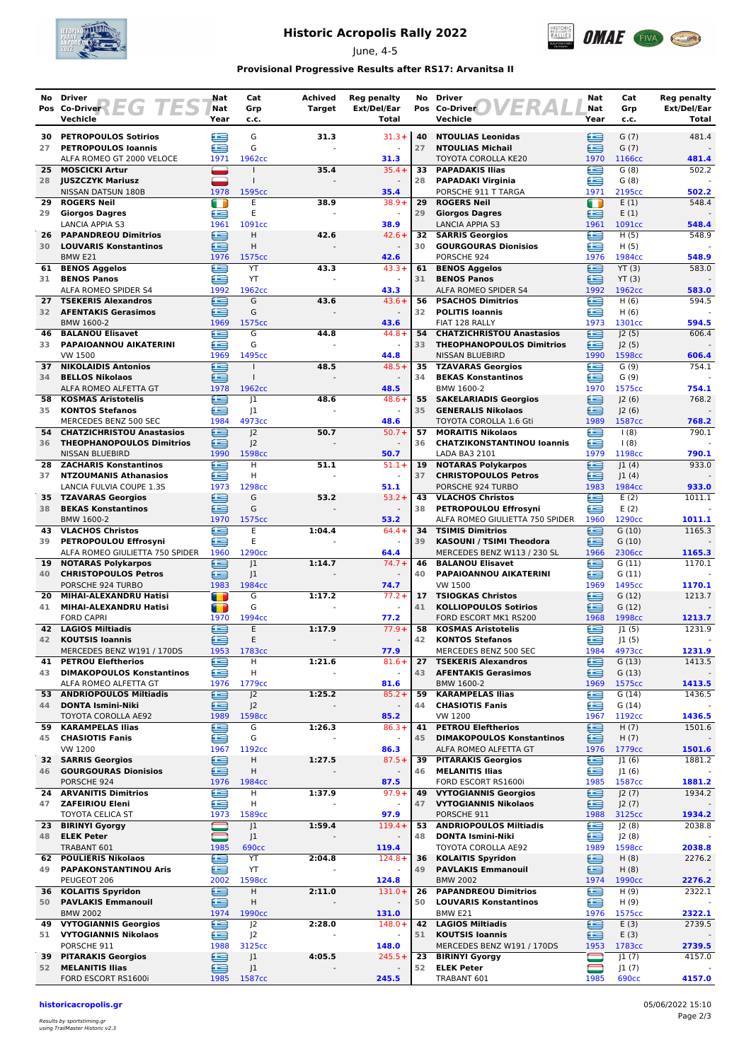# Historic Acropolis Rally 2022

June, 4-5

**Provisional Progressive Results after RS17: Arvanitsa II**

## REG TEST

| No | Pos | Driver / Co-Driver / Vechicle | Nat | Year | Cat Grp c.c. | Achived Target | Reg penalty Ext/Del/Ear Total |
|---|---|---|---|---|---|---|---|
| 30 | 27 | PETROPOULOS Sotirios / PETROPOULOS Ioannis / ALFA ROMEO GT 2000 VELOCE | GR / GR | 1971 | G / G / 1962cc | 31.3 | 31.3+ / - / 31.3 |
| 25 | 28 | MOSCICKI Artur / JUSZCZYK Mariusz / NISSAN DATSUN 180B | PL / PL | 1978 | I / I / 1595cc | 35.4 | 35.4+ / - / 35.4 |
| 29 | 29 | ROGERS Neil / Giorgos Dagres / LANCIA APPIA S3 | IE / GR | 1961 | E / E / 1091cc | 38.9 | 38.9+ / - / 38.9 |
| 26 | 30 | PAPANDREOU Dimitrios / LOUVARIS Konstantinos / BMW E21 | GR / GR | 1976 | H / H / 1575cc | 42.6 | 42.6+ / - / 42.6 |
| 61 | 31 | BENOS Aggelos / BENOS Panos / ALFA ROMEO SPIDER S4 | GR / GR | 1992 | YT / YT / 1962cc | 43.3 | 43.3+ / - / 43.3 |
| 27 | 32 | TSEKERIS Alexandros / AFENTAKIS Gerasimos / BMW 1600-2 | GR / GR | 1969 | G / G / 1575cc | 43.6 | 43.6+ / - / 43.6 |
| 46 | 33 | BALANOU Elisavet / PAPAIOANNOU AIKATERINI / VW 1500 | GR / GR | 1969 | G / G / 1495cc | 44.8 | 44.8+ / - / 44.8 |
| 37 | 34 | NIKOLAIDIS Antonios / BELLOS Nikolaos / ALFA ROMEO ALFETTA GT | GR / GR | 1978 | I / I / 1962cc | 48.5 | 48.5+ / - / 48.5 |
| 58 | 35 | KOSMAS Aristotelis / KONTOS Stefanos / MERCEDES BENZ 500 SEC | GR / GR | 1984 | J1 / J1 / 4973cc | 48.6 | 48.6+ / - / 48.6 |
| 54 | 36 | CHATZICHRISTOU Anastasios / THEOPHANOPOULOS Dimitrios / NISSAN BLUEBIRD | GR / GR | 1990 | J2 / J2 / 1598cc | 50.7 | 50.7+ / - / 50.7 |
| 28 | 37 | ZACHARIS Konstantinos / NTZOUMANIS Athanasios / LANCIA FULVIA COUPE 1.3S | GR / GR | 1973 | H / H / 1298cc | 51.1 | 51.1+ / - / 51.1 |
| 35 | 38 | TZAVARAS Georgios / BEKAS Konstantinos / BMW 1600-2 | GR / GR | 1970 | G / G / 1575cc | 53.2 | 53.2+ / - / 53.2 |
| 43 | 39 | VLACHOS Christos / PETROPOULOU Effrosyni / ALFA ROMEO GIULIETTA 750 SPIDER | GR / GR | 1960 | E / E / 1290cc | 1:04.4 | 64.4+ / - / 64.4 |
| 19 | 40 | NOTARAS Polykarpos / CHRISTOPOULOS Petros / PORSCHE 924 TURBO | GR / GR | 1983 | J1 / J1 / 1984cc | 1:14.7 | 74.7+ / - / 74.7 |
| 20 | 41 | MIHAI-ALEXANDRU Hatisi / MIHAI-ALEXANDRU Hatisi / FORD CAPRI | RO / RO | 1970 | G / G / 1994cc | 1:17.2 | 77.2+ / - / 77.2 |
| 42 | 42 | LAGIOS Miltiadis / KOUTSIS Ioannis / MERCEDES BENZ W191 / 170DS | GR / GR | 1953 | E / E / 1783cc | 1:17.9 | 77.9+ / - / 77.9 |
| 41 | 43 | PETROU Eleftherios / DIMAKOPOULOS Konstantinos / ALFA ROMEO ALFETTA GT | GR / GR | 1976 | H / H / 1779cc | 1:21.6 | 81.6+ / - / 81.6 |
| 53 | 44 | ANDRIOPOULOS Miltiadis / DONTA Ismini-Niki / TOYOTA COROLLA AE92 | GR / GR | 1989 | J2 / J2 / 1598cc | 1:25.2 | 85.2+ / - / 85.2 |
| 59 | 45 | KARAMPELAS Ilias / CHASIOTIS Fanis / VW 1200 | GR / GR | 1967 | G / G / 1192cc | 1:26.3 | 86.3+ / - / 86.3 |
| 32 | 46 | SARRIS Georgios / GOURGOURAS Dionisios / PORSCHE 924 | GR / GR | 1976 | H / H / 1984cc | 1:27.5 | 87.5+ / - / 87.5 |
| 24 | 47 | ARVANITIS Dimitrios / ZAFEIRIOU Eleni / TOYOTA CELICA ST | GR / GR | 1973 | H / H / 1589cc | 1:37.9 | 97.9+ / - / 97.9 |
| 23 | 48 | BIRINYI Gyorgy / ELEK Peter / TRABANT 601 | HU / HU | 1985 | J1 / J1 / 690cc | 1:59.4 | 119.4+ / - / 119.4 |
| 62 | 49 | POULIERIS Nikolaos / PAPAKONSTANTINOU Aris / PEUGEOT 206 | GR / GR | 2002 | YT / YT / 1598cc | 2:04.8 | 124.8+ / - / 124.8 |
| 36 | 50 | KOLAITIS Spyridon / PAVLAKIS Emmanouil / BMW 2002 | GR / GR | 1974 | H / H / 1990cc | 2:11.0 | 131.0+ / - / 131.0 |
| 49 | 51 | VYTOGIANNIS Georgios / VYTOGIANNIS Nikolaos / PORSCHE 911 | GR / GR | 1988 | J2 / J2 / 3125cc | 2:28.0 | 148.0+ / - / 148.0 |
| 39 | 52 | PITARAKIS Georgios / MELANITIS Ilias / FORD ESCORT RS1600i | GR / GR | 1985 | J1 / J1 / 1587cc | 4:05.5 | 245.5+ / - / 245.5 |

## OVERALL

| No | Pos | Driver / Co-Driver / Vechicle | Nat | Year | Cat Grp c.c. | Reg penalty Ext/Del/Ear Total |
|---|---|---|---|---|---|---|
| 40 | 27 | NTOULIAS Leonidas / NTOULIAS Michail / TOYOTA COROLLA KE20 | GR / GR | 1970 | G (7) / G (7) / 1166cc | 481.4 / - / 481.4 |
| 33 | 28 | PAPADAKIS Ilias / PAPADAKI Virginia / PORSCHE 911 T TARGA | GR / GR | 1971 | G (8) / G (8) / 2195cc | 502.2 / - / 502.2 |
| 29 | 29 | ROGERS Neil / Giorgos Dagres / LANCIA APPIA S3 | IE / GR | 1961 | E (1) / E (1) / 1091cc | 548.4 / - / 548.4 |
| 32 | 30 | SARRIS Georgios / GOURGOURAS Dionisios / PORSCHE 924 | GR / GR | 1976 | H (5) / H (5) / 1984cc | 548.9 / - / 548.9 |
| 61 | 31 | BENOS Aggelos / BENOS Panos / ALFA ROMEO SPIDER S4 | GR / GR | 1992 | YT (3) / YT (3) / 1962cc | 583.0 / - / 583.0 |
| 56 | 32 | PSACHOS Dimitrios / POLITIS Ioannis / FIAT 128 RALLY | GR / GR | 1973 | H (6) / H (6) / 1301cc | 594.5 / - / 594.5 |
| 54 | 33 | CHATZICHRISTOU Anastasios / THEOPHANOPOULOS Dimitrios / NISSAN BLUEBIRD | GR / GR | 1990 | J2 (5) / J2 (5) / 1598cc | 606.4 / - / 606.4 |
| 35 | 34 | TZAVARAS Georgios / BEKAS Konstantinos / BMW 1600-2 | GR / GR | 1970 | G (9) / G (9) / 1575cc | 754.1 / - / 754.1 |
| 55 | 35 | SAKELARIADIS Georgios / GENERALIS Nikolaos / TOYOTA COROLLA 1.6 Gti | GR / GR | 1989 | J2 (6) / J2 (6) / 1587cc | 768.2 / - / 768.2 |
| 57 | 36 | MORAITIS Nikolaos / CHATZIKONSTANTINOU Ioannis / LADA BA3 2101 | GR / GR | 1979 | I (8) / I (8) / 1198cc | 790.1 / - / 790.1 |
| 19 | 37 | NOTARAS Polykarpos / CHRISTOPOULOS Petros / PORSCHE 924 TURBO | GR / GR | 1983 | J1 (4) / J1 (4) / 1984cc | 933.0 / - / 933.0 |
| 43 | 38 | VLACHOS Christos / PETROPOULOU Effrosyni / ALFA ROMEO GIULIETTA 750 SPIDER | GR / GR | 1960 | E (2) / E (2) / 1290cc | 1011.1 / - / 1011.1 |
| 34 | 39 | TSIMIS Dimitrios / KASOUNI / TSIMI Theodora / MERCEDES BENZ W113 / 230 SL | GR / GR | 1966 | G (10) / G (10) / 2306cc | 1165.3 / - / 1165.3 |
| 46 | 40 | BALANOU Elisavet / PAPAIOANNOU AIKATERINI / VW 1500 | GR / GR | 1969 | G (11) / G (11) / 1495cc | 1170.1 / - / 1170.1 |
| 17 | 41 | TSIOGKAS Christos / KOLLIOPOULOS Sotirios / FORD ESCORT MK1 RS200 | GR / GR | 1968 | G (12) / G (12) / 1998cc | 1213.7 / - / 1213.7 |
| 58 | 42 | KOSMAS Aristotelis / KONTOS Stefanos / MERCEDES BENZ 500 SEC | GR / GR | 1984 | J1 (5) / J1 (5) / 4973cc | 1231.9 / - / 1231.9 |
| 27 | 43 | TSEKERIS Alexandros / AFENTAKIS Gerasimos / BMW 1600-2 | GR / GR | 1969 | G (13) / G (13) / 1575cc | 1413.5 / - / 1413.5 |
| 59 | 44 | KARAMPELAS Ilias / CHASIOTIS Fanis / VW 1200 | GR / GR | 1967 | G (14) / G (14) / 1192cc | 1436.5 / - / 1436.5 |
| 41 | 45 | PETROU Eleftherios / DIMAKOPOULOS Konstantinos / ALFA ROMEO ALFETTA GT | GR / GR | 1976 | H (7) / H (7) / 1779cc | 1501.6 / - / 1501.6 |
| 39 | 46 | PITARAKIS Georgios / MELANITIS Ilias / FORD ESCORT RS1600i | GR / GR | 1985 | J1 (6) / J1 (6) / 1587cc | 1881.2 / - / 1881.2 |
| 49 | 47 | VYTOGIANNIS Georgios / VYTOGIANNIS Nikolaos / PORSCHE 911 | GR / GR | 1988 | J2 (7) / J2 (7) / 3125cc | 1934.2 / - / 1934.2 |
| 53 | 48 | ANDRIOPOULOS Miltiadis / DONTA Ismini-Niki / TOYOTA COROLLA AE92 | GR / GR | 1989 | J2 (8) / J2 (8) / 1598cc | 2038.8 / - / 2038.8 |
| 36 | 49 | KOLAITIS Spyridon / PAVLAKIS Emmanouil / BMW 2002 | GR / GR | 1974 | H (8) / H (8) / 1990cc | 2276.2 / - / 2276.2 |
| 26 | 50 | PAPANDREOU Dimitrios / LOUVARIS Konstantinos / BMW E21 | GR / GR | 1976 | H (9) / H (9) / 1575cc | 2322.1 / - / 2322.1 |
| 42 | 51 | LAGIOS Miltiadis / KOUTSIS Ioannis / MERCEDES BENZ W191 / 170DS | GR / GR | 1953 | E (3) / E (3) / 1783cc | 2739.5 / - / 2739.5 |
| 23 | 52 | BIRINYI Gyorgy / ELEK Peter / TRABANT 601 | HU / HU | 1985 | J1 (7) / J1 (7) / 690cc | 4157.0 / - / 4157.0 |

historicacropolis.gr

Results by sportstiming.gr using TrailMaster Historic v2.3

05/06/2022 15:10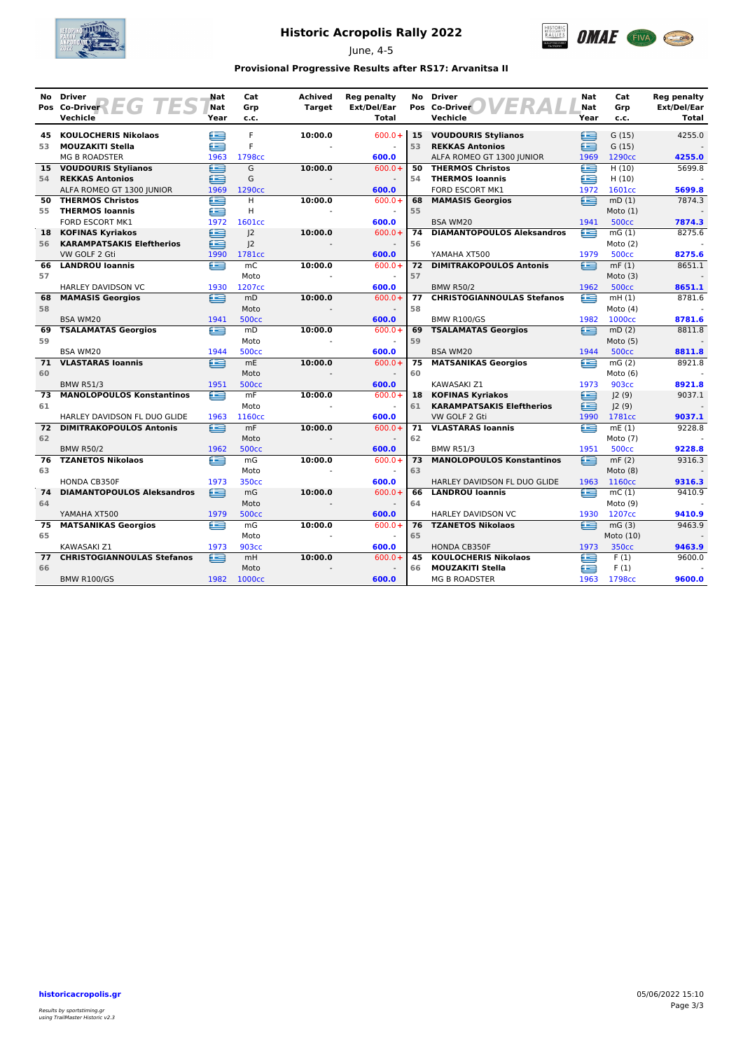# Historic Acropolis Rally 2022

June, 4-5

**Provisional Progressive Results after RS17: Arvanitsa II**

## REG TEST

| No / Pos | Driver / Co-Driver / Vechicle | Nat / Nat / Year | Cat / Grp / c.c. | Achived Target | Reg penalty Ext/Del/Ear Total |
|---|---|---|---|---|---|
| 45 / 53 | **KOULOCHERIS Nikolaos** / **MOUZAKITI Stella** / MG B ROADSTER | GR / GR / 1963 | F / F / 1798cc | 10:00.0 | 600.0+ / - / 600.0 |
| 15 / 54 | **VOUDOURIS Stylianos** / **REKKAS Antonios** / ALFA ROMEO GT 1300 JUNIOR | GR / GR / 1969 | G / G / 1290cc | 10:00.0 | 600.0+ / - / 600.0 |
| 50 / 55 | **THERMOS Christos** / **THERMOS Ioannis** / FORD ESCORT MK1 | GR / GR / 1972 | H / H / 1601cc | 10:00.0 | 600.0+ / - / 600.0 |
| 18 / 56 | **KOFINAS Kyriakos** / **KARAMPATSAKIS Eleftherios** / VW GOLF 2 Gti | GR / GR / 1990 | J2 / J2 / 1781cc | 10:00.0 | 600.0+ / - / 600.0 |
| 66 / 57 | **LANDROU Ioannis** / HARLEY DAVIDSON VC | GR / 1930 | mC / Moto / 1207cc | 10:00.0 | 600.0+ / - / 600.0 |
| 68 / 58 | **MAMASIS Georgios** / BSA WM20 | GR / 1941 | mD / Moto / 500cc | 10:00.0 | 600.0+ / - / 600.0 |
| 69 / 59 | **TSALAMATAS Georgios** / BSA WM20 | GR / 1944 | mD / Moto / 500cc | 10:00.0 | 600.0+ / - / 600.0 |
| 71 / 60 | **VLASTARAS Ioannis** / BMW R51/3 | GR / 1951 | mE / Moto / 500cc | 10:00.0 | 600.0+ / - / 600.0 |
| 73 / 61 | **MANOLOPOULOS Konstantinos** / HARLEY DAVIDSON FL DUO GLIDE | GR / 1963 | mF / Moto / 1160cc | 10:00.0 | 600.0+ / - / 600.0 |
| 72 / 62 | **DIMITRAKOPOULOS Antonis** / BMW R50/2 | GR / 1962 | mF / Moto / 500cc | 10:00.0 | 600.0+ / - / 600.0 |
| 76 / 63 | **TZANETOS Nikolaos** / HONDA CB350F | GR / 1973 | mG / Moto / 350cc | 10:00.0 | 600.0+ / - / 600.0 |
| 74 / 64 | **DIAMANTOPOULOS Aleksandros** / YAMAHA XT500 | GR / 1979 | mG / Moto / 500cc | 10:00.0 | 600.0+ / - / 600.0 |
| 75 / 65 | **MATSANIKAS Georgios** / KAWASAKI Z1 | GR / 1973 | mG / Moto / 903cc | 10:00.0 | 600.0+ / - / 600.0 |
| 77 / 66 | **CHRISTOGIANNOULAS Stefanos** / BMW R100/GS | GR / 1982 | mH / Moto / 1000cc | 10:00.0 | 600.0+ / - / 600.0 |

## OVERALL

| No / Pos | Driver / Co-Driver / Vechicle | Nat / Nat / Year | Cat / Grp / c.c. | Reg penalty Ext/Del/Ear Total |
|---|---|---|---|---|
| 15 / 53 | **VOUDOURIS Stylianos** / **REKKAS Antonios** / ALFA ROMEO GT 1300 JUNIOR | GR / GR / 1969 | G (15) / G (15) / 1290cc | 4255.0 / - / **4255.0** |
| 50 / 54 | **THERMOS Christos** / **THERMOS Ioannis** / FORD ESCORT MK1 | GR / GR / 1972 | H (10) / H (10) / 1601cc | 5699.8 / - / **5699.8** |
| 68 / 55 | **MAMASIS Georgios** / BSA WM20 | GR / 1941 | mD (1) / Moto (1) / 500cc | 7874.3 / - / **7874.3** |
| 74 / 56 | **DIAMANTOPOULOS Aleksandros** / YAMAHA XT500 | GR / 1979 | mG (1) / Moto (2) / 500cc | 8275.6 / - / **8275.6** |
| 72 / 57 | **DIMITRAKOPOULOS Antonis** / BMW R50/2 | GR / 1962 | mF (1) / Moto (3) / 500cc | 8651.1 / - / **8651.1** |
| 77 / 58 | **CHRISTOGIANNOULAS Stefanos** / BMW R100/GS | GR / 1982 | mH (1) / Moto (4) / 1000cc | 8781.6 / - / **8781.6** |
| 69 / 59 | **TSALAMATAS Georgios** / BSA WM20 | GR / 1944 | mD (2) / Moto (5) / 500cc | 8811.8 / - / **8811.8** |
| 75 / 60 | **MATSANIKAS Georgios** / KAWASAKI Z1 | GR / 1973 | mG (2) / Moto (6) / 903cc | 8921.8 / - / **8921.8** |
| 18 / 61 | **KOFINAS Kyriakos** / **KARAMPATSAKIS Eleftherios** / VW GOLF 2 Gti | GR / GR / 1990 | J2 (9) / J2 (9) / 1781cc | 9037.1 / - / **9037.1** |
| 71 / 62 | **VLASTARAS Ioannis** / BMW R51/3 | GR / 1951 | mE (1) / Moto (7) / 500cc | 9228.8 / - / **9228.8** |
| 73 / 63 | **MANOLOPOULOS Konstantinos** / HARLEY DAVIDSON FL DUO GLIDE | GR / 1963 | mF (2) / Moto (8) / 1160cc | 9316.3 / - / **9316.3** |
| 66 / 64 | **LANDROU Ioannis** / HARLEY DAVIDSON VC | GR / 1930 | mC (1) / Moto (9) / 1207cc | 9410.9 / - / **9410.9** |
| 76 / 65 | **TZANETOS Nikolaos** / HONDA CB350F | GR / 1973 | mG (3) / Moto (10) / 350cc | 9463.9 / - / **9463.9** |
| 45 / 66 | **KOULOCHERIS Nikolaos** / **MOUZAKITI Stella** / MG B ROADSTER | GR / GR / 1963 | F (1) / F (1) / 1798cc | 9600.0 / - / **9600.0** |

historicacropolis.gr

05/06/2022 15:10

*Results by sportstiming.gr*
*using TrailMaster Historic v2.3*